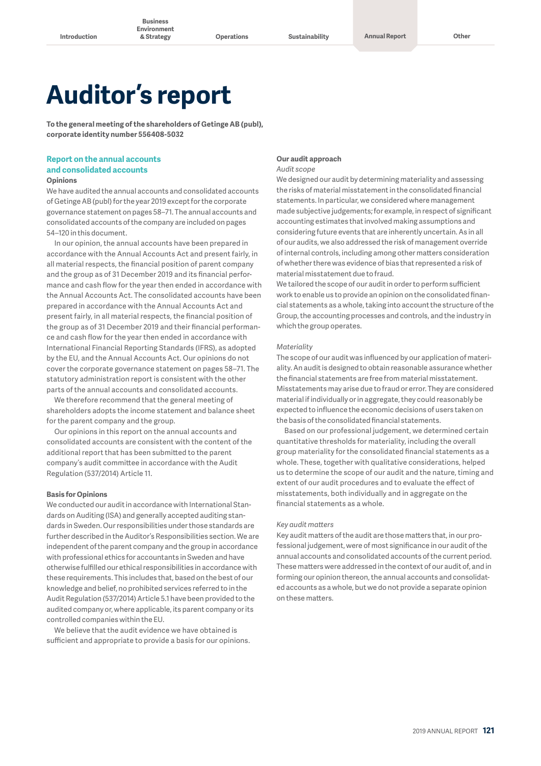# Auditor's report

**To the general meeting of the shareholders of Getinge AB (publ), corporate identity number 556408-5032**

## Report on the annual accounts and consolidated accounts

### Opinions

We have audited the annual accounts and consolidated accounts of Getinge AB (publ) for the year 2019 except for the corporate governance statement on pages 58–71. The annual accounts and consolidated accounts of the company are included on pages 54–120 in this document.

In our opinion, the annual accounts have been prepared in accordance with the Annual Accounts Act and present fairly, in all material respects, the financial position of parent company and the group as of 31 December 2019 and its financial performance and cash flow for the year then ended in accordance with the Annual Accounts Act. The consolidated accounts have been prepared in accordance with the Annual Accounts Act and present fairly, in all material respects, the financial position of the group as of 31 December 2019 and their financial performance and cash flow for the year then ended in accordance with International Financial Reporting Standards (IFRS), as adopted by the EU, and the Annual Accounts Act. Our opinions do not cover the corporate governance statement on pages 58–71. The statutory administration report is consistent with the other parts of the annual accounts and consolidated accounts.

We therefore recommend that the general meeting of shareholders adopts the income statement and balance sheet for the parent company and the group.

Our opinions in this report on the annual accounts and consolidated accounts are consistent with the content of the additional report that has been submitted to the parent company's audit committee in accordance with the Audit Regulation (537/2014) Article 11.

### Basis for Opinions

We conducted our audit in accordance with International Standards on Auditing (ISA) and generally accepted auditing standards in Sweden. Our responsibilities under those standards are further described in the Auditor's Responsibilities section. We are independent of the parent company and the group in accordance with professional ethics for accountants in Sweden and have otherwise fulfilled our ethical responsibilities in accordance with these requirements. This includes that, based on the best of our knowledge and belief, no prohibited services referred to in the Audit Regulation (537/2014) Article 5.1 have been provided to the audited company or, where applicable, its parent company or its controlled companies within the EU.

We believe that the audit evidence we have obtained is sufficient and appropriate to provide a basis for our opinions.

### Our audit approach

*Audit scope*

We designed our audit by determining materiality and assessing the risks of material misstatement in the consolidated financial statements. In particular, we considered where management made subjective judgements; for example, in respect of significant accounting estimates that involved making assumptions and considering future events that are inherently uncertain. As in all of our audits, we also addressed the risk of management override of internal controls, including among other matters consideration of whether there was evidence of bias that represented a risk of material misstatement due to fraud.

We tailored the scope of our audit in order to perform sufficient work to enable us to provide an opinion on the consolidated financial statements as a whole, taking into account the structure of the Group, the accounting processes and controls, and the industry in which the group operates.

*Materiality*

The scope of our audit was influenced by our application of materiality. An audit is designed to obtain reasonable assurance whether the financial statements are free from material misstatement. Misstatements may arise due to fraud or error. They are considered material if individually or in aggregate, they could reasonably be expected to influence the economic decisions of users taken on the basis of the consolidated financial statements.

Based on our professional judgement, we determined certain quantitative thresholds for materiality, including the overall group materiality for the consolidated financial statements as a whole. These, together with qualitative considerations, helped us to determine the scope of our audit and the nature, timing and extent of our audit procedures and to evaluate the effect of misstatements, both individually and in aggregate on the financial statements as a whole.

*Key audit matters*

Key audit matters of the audit are those matters that, in our professional judgment, were of most significance in our audit of the annual accounts and consolidated accounts of the current period. These matters were addressed in the context of our audit of, and in forming our opinion thereon, the annual accounts and consolidated accounts as a whole, but we do not provide a separate opinion on these matters.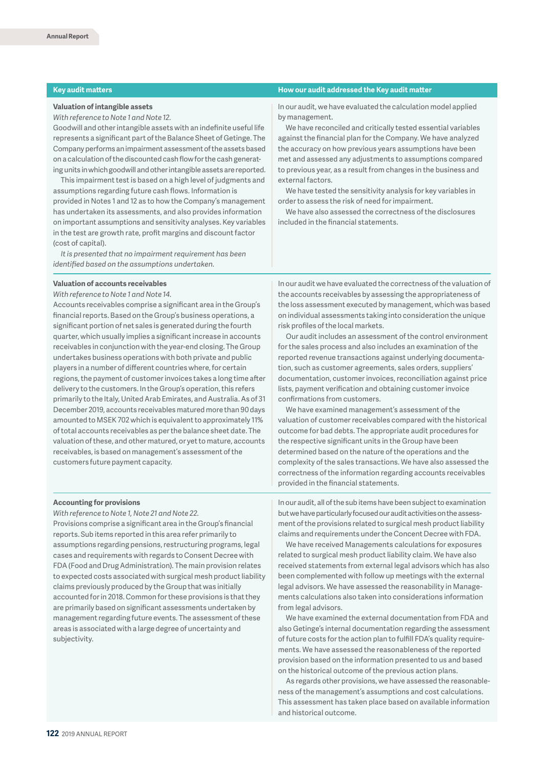| Key audit matters | How our audit addressed the Key audit matter |
| --- | --- |
| **Valuation of intangible assets**<br>*With reference to Note 1 and Note 12.*<br>Goodwill and other intangible assets with an indefinite useful life represents a significant part of the Balance Sheet of Getinge. The Company performs an impairment assessment of the assets based on a calculation of the discounted cash flow for the cash generating units in which goodwill and other intangible assets are reported.<br>This impairment test is based on a high level of judgments and assumptions regarding future cash flows. Information is provided in Notes 1 and 12 as to how the Company's management has undertaken its assessments, and also provides information on important assumptions and sensitivity analyses. Key variables in the test are growth rate, profit margins and discount factor (cost of capital).<br>*It is presented that no impairment requirement has been identified based on the assumptions undertaken.* | In our audit, we have evaluated the calculation model applied by management.<br>We have reconciled and critically tested essential variables against the financial plan for the Company. We have analyzed the accuracy on how previous years assumptions have been met and assessed any adjustments to assumptions compared to previous year, as a result from changes in the business and external factors.<br>We have tested the sensitivity analysis for key variables in order to assess the risk of need for impairment.<br>We have also assessed the correctness of the disclosures included in the financial statements. |
| **Valuation of accounts receivables**<br>*With reference to Note 1 and Note 14.*<br>Accounts receivables comprise a significant area in the Group's financial reports. Based on the Group's business operations, a significant portion of net sales is generated during the fourth quarter, which usually implies a significant increase in accounts receivables in conjunction with the year-end closing. The Group undertakes business operations with both private and public players in a number of different countries where, for certain regions, the payment of customer invoices takes a long time after delivery to the customers. In the Group's operation, this refers primarily to the Italy, United Arab Emirates, and Australia. As of 31 December 2019, accounts receivables matured more than 90 days amounted to MSEK 702 which is equivalent to approximately 11% of total accounts receivables as per the balance sheet date. The valuation of these, and other matured, or yet to mature, accounts receivables, is based on management's assessment of the customers future payment capacity. | In our audit we have evaluated the correctness of the valuation of the accounts receivables by assessing the appropriateness of the loss assessment executed by management, which was based on individual assessments taking into consideration the unique risk profiles of the local markets.<br>Our audit includes an assessment of the control environment for the sales process and also includes an examination of the reported revenue transactions against underlying documentation, such as customer agreements, sales orders, suppliers' documentation, customer invoices, reconciliation against price lists, payment verification and obtaining customer invoice confirmations from customers.<br>We have examined management's assessment of the valuation of customer receivables compared with the historical outcome for bad debts. The appropriate audit procedures for the respective significant units in the Group have been determined based on the nature of the operations and the complexity of the sales transactions. We have also assessed the correctness of the information regarding accounts receivables provided in the financial statements. |
| **Accounting for provisions**<br>*With reference to Note 1, Note 21 and Note 22.*<br>Provisions comprise a significant area in the Group's financial reports. Sub items reported in this area refer primarily to assumptions regarding pensions, restructuring programs, legal cases and requirements with regards to Consent Decree with FDA (Food and Drug Administration). The main provision relates to expected costs associated with surgical mesh product liability claims previously produced by the Group that was initially accounted for in 2018. Common for these provisions is that they are primarily based on significant assessments undertaken by management regarding future events. The assessment of these areas is associated with a large degree of uncertainty and subjectivity. | In our audit, all of the sub items have been subject to examination but we have particularly focused our audit activities on the assessment of the provisions related to surgical mesh product liability claims and requirements under the Concent Decree with FDA.<br>We have received Managements calculations for exposures related to surgical mesh product liability claim. We have also received statements from external legal advisors which has also been complemented with follow up meetings with the external legal advisors. We have assessed the reasonability in Managements calculations also taken into considerations information from legal advisors.<br>We have examined the external documentation from FDA and also Getinge's internal documentation regarding the assessment of future costs for the action plan to fulfill FDA's quality requirements. We have assessed the reasonableness of the reported provision based on the information presented to us and based on the historical outcome of the previous action plans.<br>As regards other provisions, we have assessed the reasonableness of the management's assumptions and cost calculations. This assessment has taken place based on available information and historical outcome. |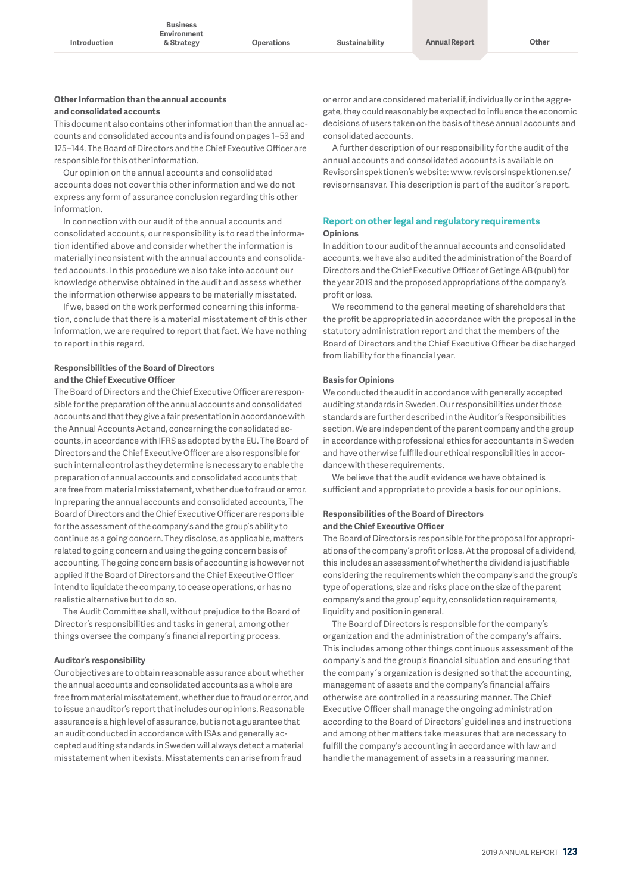#### Other Information than the annual accounts and consolidated accounts

This document also contains other information than the annual accounts and consolidated accounts and is found on pages 1–53 and 125–144. The Board of Directors and the Chief Executive Officer are responsible for this other information.

Our opinion on the annual accounts and consolidated accounts does not cover this other information and we do not express any form of assurance conclusion regarding this other information.

In connection with our audit of the annual accounts and consolidated accounts, our responsibility is to read the information identified above and consider whether the information is materially inconsistent with the annual accounts and consolidated accounts. In this procedure we also take into account our knowledge otherwise obtained in the audit and assess whether the information otherwise appears to be materially misstated.

If we, based on the work performed concerning this information, conclude that there is a material misstatement of this other information, we are required to report that fact. We have nothing to report in this regard.

#### Responsibilities of the Board of Directors and the Chief Executive Officer

The Board of Directors and the Chief Executive Officer are responsible for the preparation of the annual accounts and consolidated accounts and that they give a fair presentation in accordance with the Annual Accounts Act and, concerning the consolidated accounts, in accordance with IFRS as adopted by the EU. The Board of Directors and the Chief Executive Officer are also responsible for such internal control as they determine is necessary to enable the preparation of annual accounts and consolidated accounts that are free from material misstatement, whether due to fraud or error. In preparing the annual accounts and consolidated accounts, The Board of Directors and the Chief Executive Officer are responsible for the assessment of the company's and the group's ability to continue as a going concern. They disclose, as applicable, matters related to going concern and using the going concern basis of accounting. The going concern basis of accounting is however not applied if the Board of Directors and the Chief Executive Officer intend to liquidate the company, to cease operations, or has no realistic alternative but to do so.

The Audit Committee shall, without prejudice to the Board of Director's responsibilities and tasks in general, among other things oversee the company's financial reporting process.

#### Auditor's responsibility

Our objectives are to obtain reasonable assurance about whether the annual accounts and consolidated accounts as a whole are free from material misstatement, whether due to fraud or error, and to issue an auditor's report that includes our opinions. Reasonable assurance is a high level of assurance, but is not a guarantee that an audit conducted in accordance with ISAs and generally accepted auditing standards in Sweden will always detect a material misstatement when it exists. Misstatements can arise from fraud or error and are considered material if, individually or in the aggregate, they could reasonably be expected to influence the economic decisions of users taken on the basis of these annual accounts and consolidated accounts.

A further description of our responsibility for the audit of the annual accounts and consolidated accounts is available on Revisorsinspektionen's website: www.revisorsinspektionen.se/revisornsansvar. This description is part of the auditor´s report.

## Report on other legal and regulatory requirements

#### Opinions

In addition to our audit of the annual accounts and consolidated accounts, we have also audited the administration of the Board of Directors and the Chief Executive Officer of Getinge AB (publ) for the year 2019 and the proposed appropriations of the company's profit or loss.

We recommend to the general meeting of shareholders that the profit be appropriated in accordance with the proposal in the statutory administration report and that the members of the Board of Directors and the Chief Executive Officer be discharged from liability for the financial year.

#### Basis for Opinions

We conducted the audit in accordance with generally accepted auditing standards in Sweden. Our responsibilities under those standards are further described in the Auditor's Responsibilities section. We are independent of the parent company and the group in accordance with professional ethics for accountants in Sweden and have otherwise fulfilled our ethical responsibilities in accordance with these requirements.

We believe that the audit evidence we have obtained is sufficient and appropriate to provide a basis for our opinions.

#### Responsibilities of the Board of Directors and the Chief Executive Officer

The Board of Directors is responsible for the proposal for appropriations of the company's profit or loss. At the proposal of a dividend, this includes an assessment of whether the dividend is justifiable considering the requirements which the company's and the group's type of operations, size and risks place on the size of the parent company's and the group' equity, consolidation requirements, liquidity and position in general.

The Board of Directors is responsible for the company's organization and the administration of the company's affairs. This includes among other things continuous assessment of the company's and the group's financial situation and ensuring that the company´s organization is designed so that the accounting, management of assets and the company's financial affairs otherwise are controlled in a reassuring manner. The Chief Executive Officer shall manage the ongoing administration according to the Board of Directors' guidelines and instructions and among other matters take measures that are necessary to fulfill the company's accounting in accordance with law and handle the management of assets in a reassuring manner.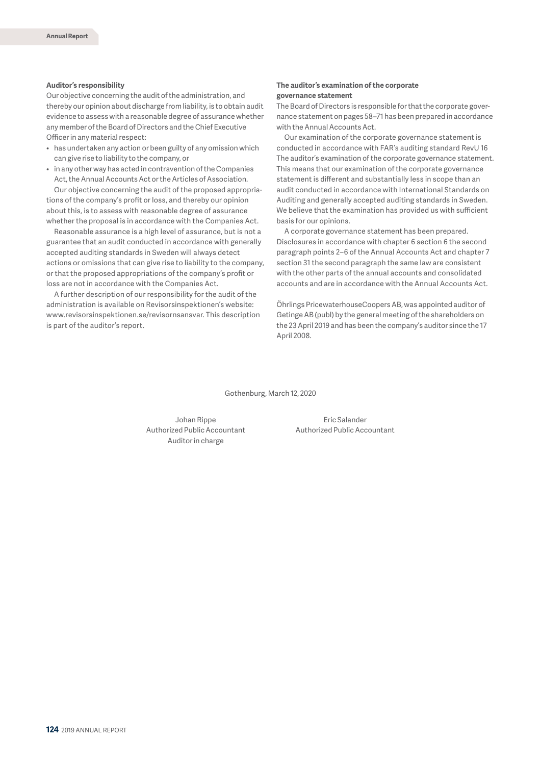#### Auditor's responsibility

Our objective concerning the audit of the administration, and thereby our opinion about discharge from liability, is to obtain audit evidence to assess with a reasonable degree of assurance whether any member of the Board of Directors and the Chief Executive Officer in any material respect:

- has undertaken any action or been guilty of any omission which can give rise to liability to the company, or
- in any other way has acted in contravention of the Companies Act, the Annual Accounts Act or the Articles of Association.

Our objective concerning the audit of the proposed appropriations of the company's profit or loss, and thereby our opinion about this, is to assess with reasonable degree of assurance whether the proposal is in accordance with the Companies Act.

Reasonable assurance is a high level of assurance, but is not a guarantee that an audit conducted in accordance with generally accepted auditing standards in Sweden will always detect actions or omissions that can give rise to liability to the company, or that the proposed appropriations of the company's profit or loss are not in accordance with the Companies Act.

A further description of our responsibility for the audit of the administration is available on Revisorsinspektionen's website: www.revisorsinspektionen.se/revisornsansvar. This description is part of the auditor's report.

#### The auditor's examination of the corporate governance statement

The Board of Directors is responsible for that the corporate governance statement on pages 58–71 has been prepared in accordance with the Annual Accounts Act.

Our examination of the corporate governance statement is conducted in accordance with FAR's auditing standard RevU 16 The auditor's examination of the corporate governance statement. This means that our examination of the corporate governance statement is different and substantially less in scope than an audit conducted in accordance with International Standards on Auditing and generally accepted auditing standards in Sweden. We believe that the examination has provided us with sufficient basis for our opinions.

A corporate governance statement has been prepared. Disclosures in accordance with chapter 6 section 6 the second paragraph points 2–6 of the Annual Accounts Act and chapter 7 section 31 the second paragraph the same law are consistent with the other parts of the annual accounts and consolidated accounts and are in accordance with the Annual Accounts Act.

Öhrlings PricewaterhouseCoopers AB, was appointed auditor of Getinge AB (publ) by the general meeting of the shareholders on the 23 April 2019 and has been the company's auditor since the 17 April 2008.

Gothenburg, March 12, 2020

Johan Rippe
Authorized Public Accountant
Auditor in charge

Eric Salander
Authorized Public Accountant